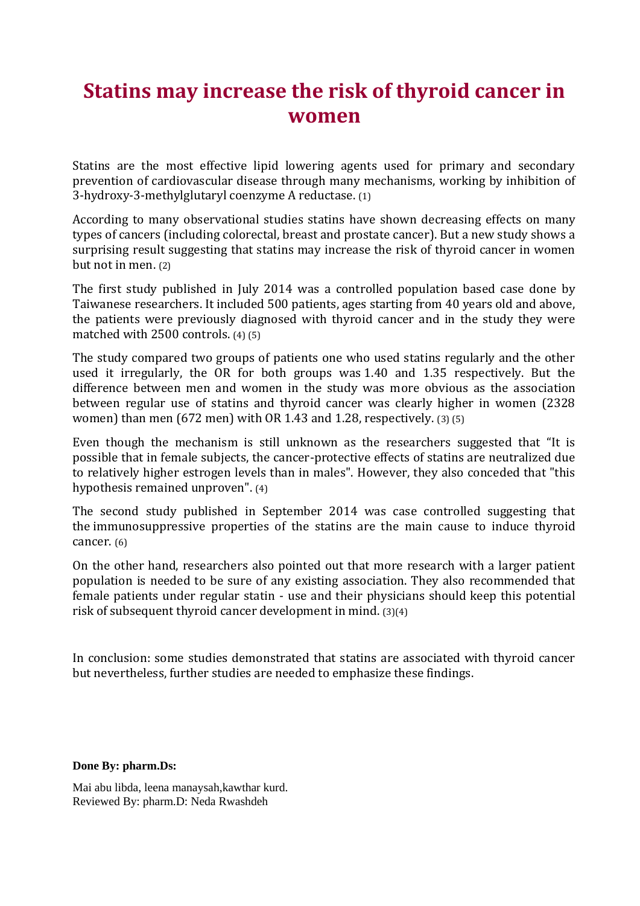# Statins may increase the risk of thyroid cancer in women

Statins are the most effective lipid lowering agents used for primary and secondary prevention of cardiovascular disease through many mechanisms, working by inhibition of 3-hydroxy-3-methylglutaryl coenzyme A reductase. (1)

According to many observational studies statins have shown decreasing effects on many types of cancers (including colorectal, breast and prostate cancer). But a new study shows a surprising result suggesting that statins may increase the risk of thyroid cancer in women but not in men. (2)

The first study published in July 2014 was a controlled population based case done by Taiwanese researchers. It included 500 patients, ages starting from 40 years old and above, the patients were previously diagnosed with thyroid cancer and in the study they were matched with 2500 controls. (4) (5)

The study compared two groups of patients one who used statins regularly and the other used it irregularly, the OR for both groups was 1.40 and 1.35 respectively. But the difference between men and women in the study was more obvious as the association between regular use of statins and thyroid cancer was clearly higher in women (2328 women) than men (672 men) with OR 1.43 and 1.28, respectively. (3) (5)

Even though the mechanism is still unknown as the researchers suggested that "It is possible that in female subjects, the cancer-protective effects of statins are neutralized due to relatively higher estrogen levels than in males". However, they also conceded that "this hypothesis remained unproven". (4)

The second study published in September 2014 was case controlled suggesting that the immunosuppressive properties of the statins are the main cause to induce thyroid cancer. (6)

On the other hand, researchers also pointed out that more research with a larger patient population is needed to be sure of any existing association. They also recommended that female patients under regular statin - use and their physicians should keep this potential risk of subsequent thyroid cancer development in mind. (3)(4)

In conclusion: some studies demonstrated that statins are associated with thyroid cancer but nevertheless, further studies are needed to emphasize these findings.

**Done By: pharm.Ds:**

Mai abu libda, leena manaysah,kawthar kurd.
Reviewed By: pharm.D: Neda Rwashdeh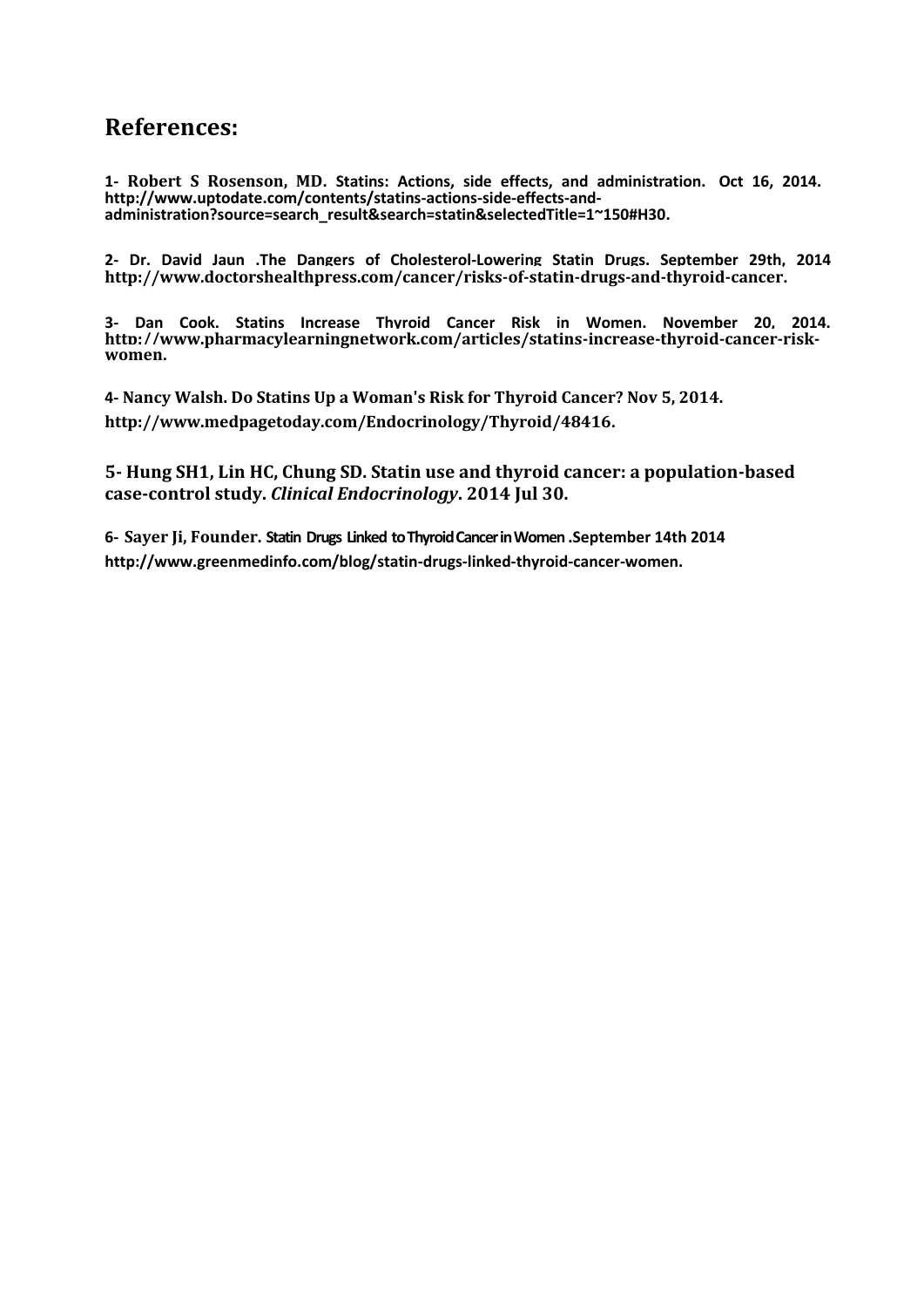## References:

**1- Robert S Rosenson, MD. Statins: Actions, side effects, and administration. Oct 16, 2014. http://www.uptodate.com/contents/statins-actions-side-effects-and-administration?source=search_result&search=statin&selectedTitle=1~150#H30.**

**2- Dr. David Jaun .The Dangers of Cholesterol-Lowering Statin Drugs. September 29th, 2014 http://www.doctorshealthpress.com/cancer/risks-of-statin-drugs-and-thyroid-cancer.**

**3- Dan Cook. Statins Increase Thyroid Cancer Risk in Women. November 20, 2014. http://www.pharmacylearningnetwork.com/articles/statins-increase-thyroid-cancer-risk-women.**

**4- Nancy Walsh. Do Statins Up a Woman's Risk for Thyroid Cancer? Nov 5, 2014.**
**http://www.medpagetoday.com/Endocrinology/Thyroid/48416.**

**5- Hung SH1, Lin HC, Chung SD. Statin use and thyroid cancer: a population-based case-control study. *Clinical Endocrinology*. 2014 Jul 30.**

**6- Sayer Ji, Founder. Statin Drugs Linked to Thyroid Cancer in Women .September 14th 2014**
**http://www.greenmedinfo.com/blog/statin-drugs-linked-thyroid-cancer-women.**